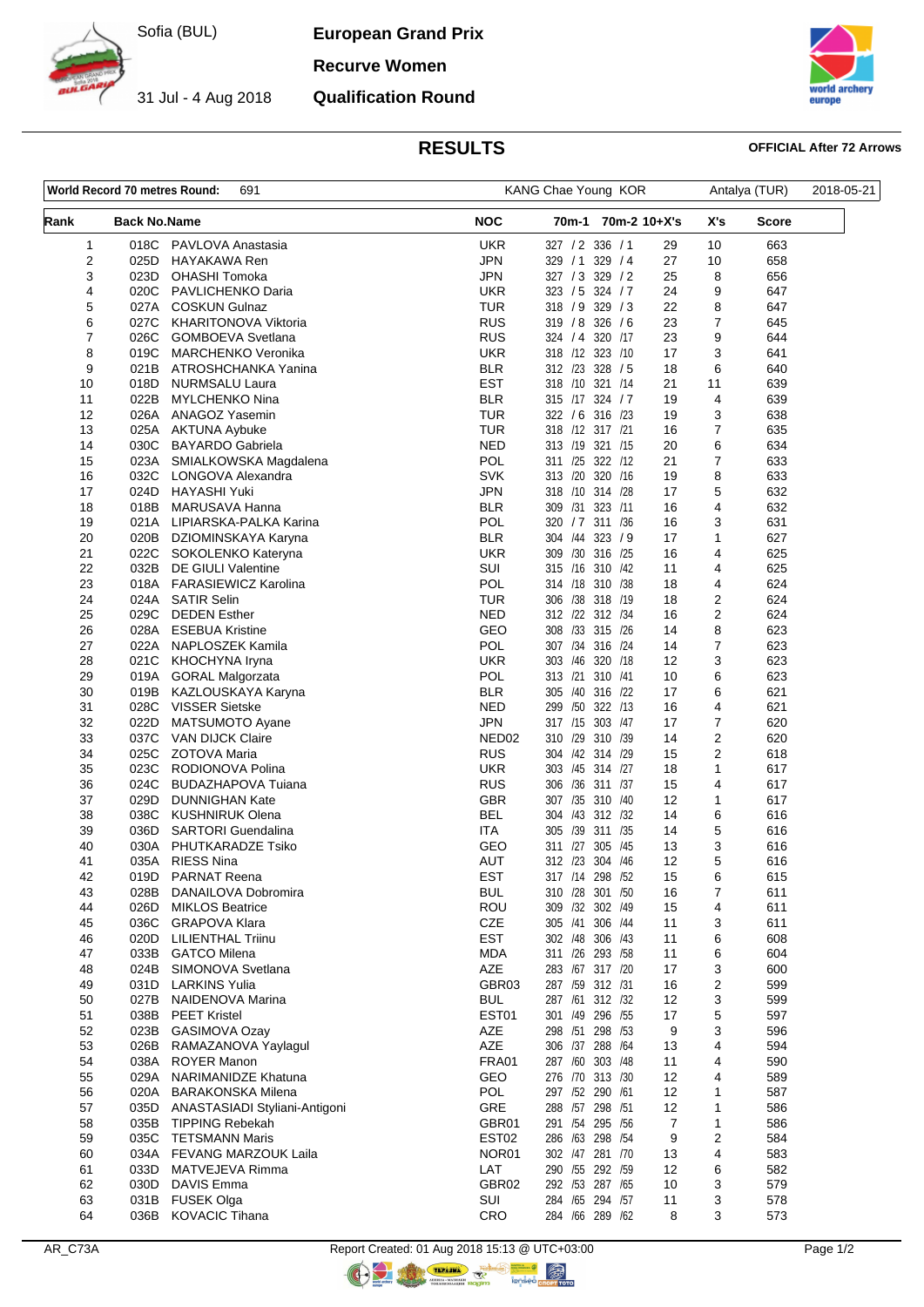Sofia (BUL)

31 Jul - 4 Aug 2018

# European Grand Prix

## Recurve Women

## Qualification Round

## RESULTS

**OFFICIAL After 72 Arrows**

| World Record 70 metres Round: | 691 | KANG Chae Young KOR | Antalya (TUR) | 2018-05-21 |
|---|---|---|---|---|

| Rank | Back No. | Name | NOC | 70m-1 | 70m-2 | 10+X's | X's | Score |
|---|---|---|---|---|---|---|---|---|
| 1 | 018C | PAVLOVA Anastasia | UKR | 327 / 2 | 336 / 1 | 29 | 10 | 663 |
| 2 | 025D | HAYAKAWA Ren | JPN | 329 / 1 | 329 / 4 | 27 | 10 | 658 |
| 3 | 023D | OHASHI Tomoka | JPN | 327 / 3 | 329 / 2 | 25 | 8 | 656 |
| 4 | 020C | PAVLICHENKO Daria | UKR | 323 / 5 | 324 / 7 | 24 | 9 | 647 |
| 5 | 027A | COSKUN Gulnaz | TUR | 318 / 9 | 329 / 3 | 22 | 8 | 647 |
| 6 | 027C | KHARITONOVA Viktoria | RUS | 319 / 8 | 326 / 6 | 23 | 7 | 645 |
| 7 | 026C | GOMBOEVA Svetlana | RUS | 324 / 4 | 320 /17 | 23 | 9 | 644 |
| 8 | 019C | MARCHENKO Veronika | UKR | 318 /12 | 323 /10 | 17 | 3 | 641 |
| 9 | 021B | ATROSHCHANKA Yanina | BLR | 312 /23 | 328 / 5 | 18 | 6 | 640 |
| 10 | 018D | NURMSALU Laura | EST | 318 /10 | 321 /14 | 21 | 11 | 639 |
| 11 | 022B | MYLCHENKO Nina | BLR | 315 /17 | 324 / 7 | 19 | 4 | 639 |
| 12 | 026A | ANAGOZ Yasemin | TUR | 322 / 6 | 316 /23 | 19 | 3 | 638 |
| 13 | 025A | AKTUNA Aybuke | TUR | 318 /12 | 317 /21 | 16 | 7 | 635 |
| 14 | 030C | BAYARDO Gabriela | NED | 313 /19 | 321 /15 | 20 | 6 | 634 |
| 15 | 023A | SMIALKOWSKA Magdalena | POL | 311 /25 | 322 /12 | 21 | 7 | 633 |
| 16 | 032C | LONGOVA Alexandra | SVK | 313 /20 | 320 /16 | 19 | 8 | 633 |
| 17 | 024D | HAYASHI Yuki | JPN | 318 /10 | 314 /28 | 17 | 5 | 632 |
| 18 | 018B | MARUSAVA Hanna | BLR | 309 /31 | 323 /11 | 16 | 4 | 632 |
| 19 | 021A | LIPIARSKA-PALKA Karina | POL | 320 / 7 | 311 /36 | 16 | 3 | 631 |
| 20 | 020B | DZIOMINSKAYA Karyna | BLR | 304 /44 | 323 / 9 | 17 | 1 | 627 |
| 21 | 022C | SOKOLENKO Kateryna | UKR | 309 /30 | 316 /25 | 16 | 4 | 625 |
| 22 | 032B | DE GIULI Valentine | SUI | 315 /16 | 310 /42 | 11 | 4 | 625 |
| 23 | 018A | FARASIEWICZ Karolina | POL | 314 /18 | 310 /38 | 18 | 4 | 624 |
| 24 | 024A | SATIR Selin | TUR | 306 /38 | 318 /19 | 18 | 2 | 624 |
| 25 | 029C | DEDEN Esther | NED | 312 /22 | 312 /34 | 16 | 2 | 624 |
| 26 | 028A | ESEBUA Kristine | GEO | 308 /33 | 315 /26 | 14 | 8 | 623 |
| 27 | 022A | NAPLOSZEK Kamila | POL | 307 /34 | 316 /24 | 14 | 7 | 623 |
| 28 | 021C | KHOCHYNA Iryna | UKR | 303 /46 | 320 /18 | 12 | 3 | 623 |
| 29 | 019A | GORAL Malgorzata | POL | 313 /21 | 310 /41 | 10 | 6 | 623 |
| 30 | 019B | KAZLOUSKAYA Karyna | BLR | 305 /40 | 316 /22 | 17 | 6 | 621 |
| 31 | 028C | VISSER Sietske | NED | 299 /50 | 322 /13 | 16 | 4 | 621 |
| 32 | 022D | MATSUMOTO Ayane | JPN | 317 /15 | 303 /47 | 17 | 7 | 620 |
| 33 | 037C | VAN DIJCK Claire | NED02 | 310 /29 | 310 /39 | 14 | 2 | 620 |
| 34 | 025C | ZOTOVA Maria | RUS | 304 /42 | 314 /29 | 15 | 2 | 618 |
| 35 | 023C | RODIONOVA Polina | UKR | 303 /45 | 314 /27 | 18 | 1 | 617 |
| 36 | 024C | BUDAZHAPOVA Tuiana | RUS | 306 /36 | 311 /37 | 15 | 4 | 617 |
| 37 | 029D | DUNNIGHAN Kate | GBR | 307 /35 | 310 /40 | 12 | 1 | 617 |
| 38 | 038C | KUSHNIRUK Olena | BEL | 304 /43 | 312 /32 | 14 | 6 | 616 |
| 39 | 036D | SARTORI Guendalina | ITA | 305 /39 | 311 /35 | 14 | 5 | 616 |
| 40 | 030A | PHUTKARADZE Tsiko | GEO | 311 /27 | 305 /45 | 13 | 3 | 616 |
| 41 | 035A | RIESS Nina | AUT | 312 /23 | 304 /46 | 12 | 5 | 616 |
| 42 | 019D | PARNAT Reena | EST | 317 /14 | 298 /52 | 15 | 6 | 615 |
| 43 | 028B | DANAILOVA Dobromira | BUL | 310 /28 | 301 /50 | 16 | 7 | 611 |
| 44 | 026D | MIKLOS Beatrice | ROU | 309 /32 | 302 /49 | 15 | 4 | 611 |
| 45 | 036C | GRAPOVA Klara | CZE | 305 /41 | 306 /44 | 11 | 3 | 611 |
| 46 | 020D | LILIENTHAL Triinu | EST | 302 /48 | 306 /43 | 11 | 6 | 608 |
| 47 | 033B | GATCO Milena | MDA | 311 /26 | 293 /58 | 11 | 6 | 604 |
| 48 | 024B | SIMONOVA Svetlana | AZE | 283 /67 | 317 /20 | 17 | 3 | 600 |
| 49 | 031D | LARKINS Yulia | GBR03 | 287 /59 | 312 /31 | 16 | 2 | 599 |
| 50 | 027B | NAIDENOVA Marina | BUL | 287 /61 | 312 /32 | 12 | 3 | 599 |
| 51 | 038B | PEET Kristel | EST01 | 301 /49 | 296 /55 | 17 | 5 | 597 |
| 52 | 023B | GASIMOVA Ozay | AZE | 298 /51 | 298 /53 | 9 | 3 | 596 |
| 53 | 026B | RAMAZANOVA Yaylagul | AZE | 306 /37 | 288 /64 | 13 | 4 | 594 |
| 54 | 038A | ROYER Manon | FRA01 | 287 /60 | 303 /48 | 11 | 4 | 590 |
| 55 | 029A | NARIMANIDZE Khatuna | GEO | 276 /70 | 313 /30 | 12 | 4 | 589 |
| 56 | 020A | BARAKONSKA Milena | POL | 297 /52 | 290 /61 | 12 | 1 | 587 |
| 57 | 035D | ANASTASIADI Styliani-Antigoni | GRE | 288 /57 | 298 /51 | 12 | 1 | 586 |
| 58 | 035B | TIPPING Rebekah | GBR01 | 291 /54 | 295 /56 | 7 | 1 | 586 |
| 59 | 035C | TETSMANN Maris | EST02 | 286 /63 | 298 /54 | 9 | 2 | 584 |
| 60 | 034A | FEVANG MARZOUK Laila | NOR01 | 302 /47 | 281 /70 | 13 | 4 | 583 |
| 61 | 033D | MATVEJEVA Rimma | LAT | 290 /55 | 292 /59 | 12 | 6 | 582 |
| 62 | 030D | DAVIS Emma | GBR02 | 292 /53 | 287 /65 | 10 | 3 | 579 |
| 63 | 031B | FUSEK Olga | SUI | 284 /65 | 294 /57 | 11 | 3 | 578 |
| 64 | 036B | KOVACIC Tihana | CRO | 284 /66 | 289 /62 | 8 | 3 | 573 |

AR_C73A Report Created: 01 Aug 2018 15:13 @ UTC+03:00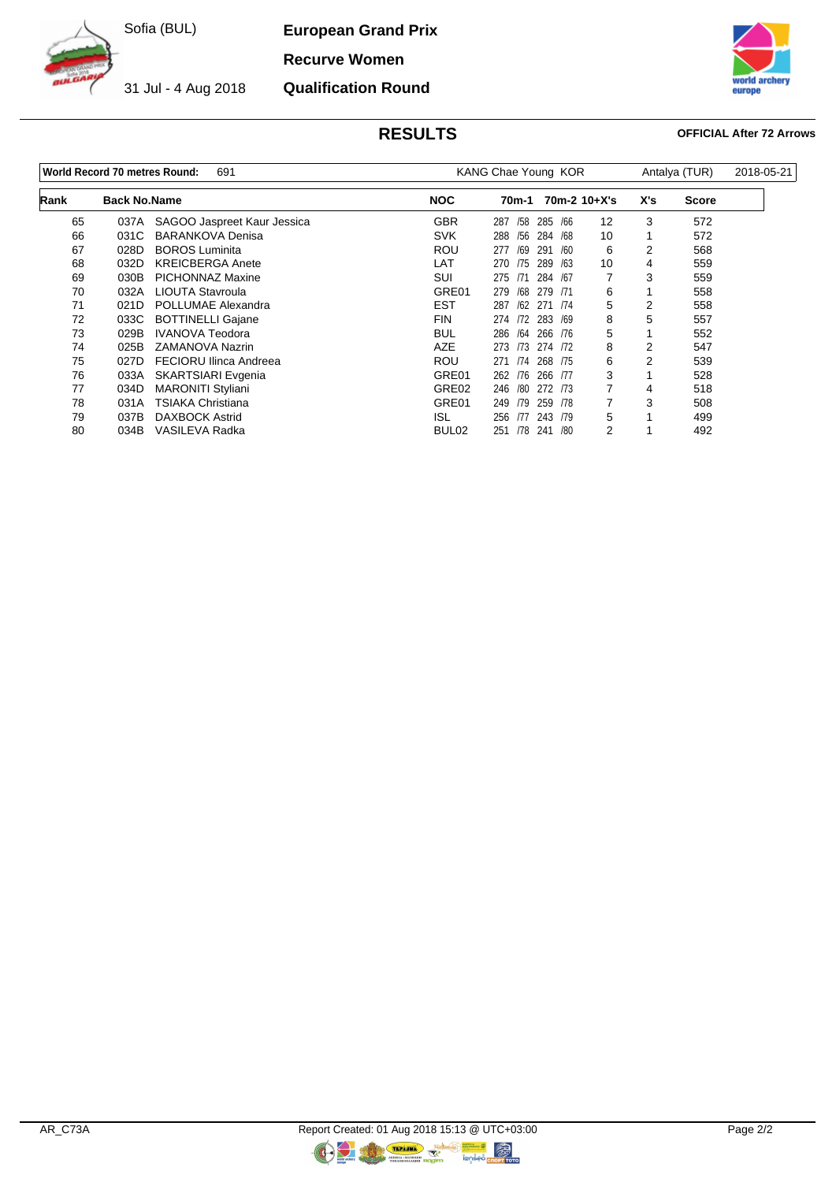Sofia (BUL)

31 Jul - 4 Aug 2018

**European Grand Prix**

**Recurve Women**

**Qualification Round**

## RESULTS

**OFFICIAL After 72 Arrows**

| **World Record 70 metres Round:** 691 | KANG Chae Young KOR | Antalya (TUR) | 2018-05-21 |
|---|---|---|---|

| Rank | Back No. | Name | NOC | 70m-1 | 70m-2 | 10+X's | X's | Score |
|---|---|---|---|---|---|---|---|---|
| 65 | 037A | SAGOO Jaspreet Kaur Jessica | GBR | 287 /58 | 285 /66 | 12 | 3 | 572 |
| 66 | 031C | BARANKOVA Denisa | SVK | 288 /56 | 284 /68 | 10 | 1 | 572 |
| 67 | 028D | BOROS Luminita | ROU | 277 /69 | 291 /60 | 6 | 2 | 568 |
| 68 | 032D | KREICBERGA Anete | LAT | 270 /75 | 289 /63 | 10 | 4 | 559 |
| 69 | 030B | PICHONNAZ Maxine | SUI | 275 /71 | 284 /67 | 7 | 3 | 559 |
| 70 | 032A | LIOUTA Stavroula | GRE01 | 279 /68 | 279 /71 | 6 | 1 | 558 |
| 71 | 021D | POLLUMAE Alexandra | EST | 287 /62 | 271 /74 | 5 | 2 | 558 |
| 72 | 033C | BOTTINELLI Gajane | FIN | 274 /72 | 283 /69 | 8 | 5 | 557 |
| 73 | 029B | IVANOVA Teodora | BUL | 286 /64 | 266 /76 | 5 | 1 | 552 |
| 74 | 025B | ZAMANOVA Nazrin | AZE | 273 /73 | 274 /72 | 8 | 2 | 547 |
| 75 | 027D | FECIORU Ilinca Andreea | ROU | 271 /74 | 268 /75 | 6 | 2 | 539 |
| 76 | 033A | SKARTSIARI Evgenia | GRE01 | 262 /76 | 266 /77 | 3 | 1 | 528 |
| 77 | 034D | MARONITI Styliani | GRE02 | 246 /80 | 272 /73 | 7 | 4 | 518 |
| 78 | 031A | TSIAKA Christiana | GRE01 | 249 /79 | 259 /78 | 7 | 3 | 508 |
| 79 | 037B | DAXBOCK Astrid | ISL | 256 /77 | 243 /79 | 5 | 1 | 499 |
| 80 | 034B | VASILEVA Radka | BUL02 | 251 /78 | 241 /80 | 2 | 1 | 492 |

AR_C73A

Report Created: 01 Aug 2018 15:13 @ UTC+03:00